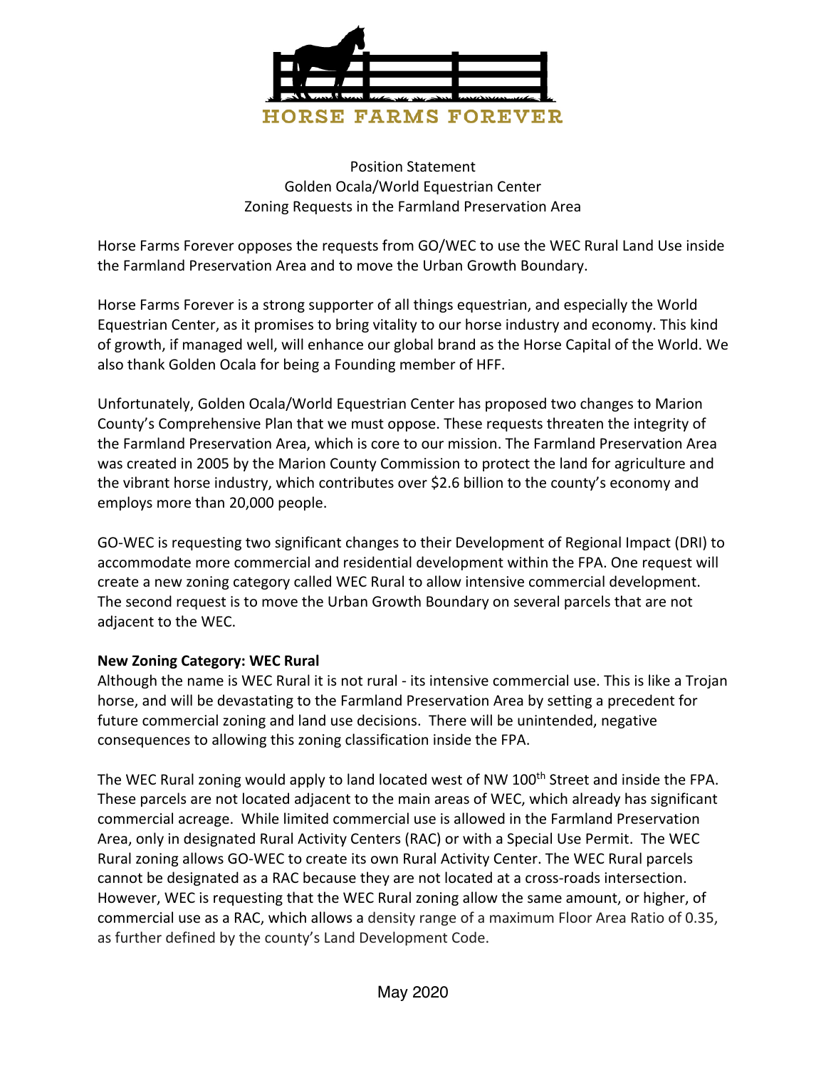HORSE FARMS FOREVER

Position Statement
Golden Ocala/World Equestrian Center
Zoning Requests in the Farmland Preservation Area

Horse Farms Forever opposes the requests from GO/WEC to use the WEC Rural Land Use inside the Farmland Preservation Area and to move the Urban Growth Boundary.

Horse Farms Forever is a strong supporter of all things equestrian, and especially the World Equestrian Center, as it promises to bring vitality to our horse industry and economy. This kind of growth, if managed well, will enhance our global brand as the Horse Capital of the World. We also thank Golden Ocala for being a Founding member of HFF.

Unfortunately, Golden Ocala/World Equestrian Center has proposed two changes to Marion County's Comprehensive Plan that we must oppose. These requests threaten the integrity of the Farmland Preservation Area, which is core to our mission. The Farmland Preservation Area was created in 2005 by the Marion County Commission to protect the land for agriculture and the vibrant horse industry, which contributes over $2.6 billion to the county's economy and employs more than 20,000 people.

GO-WEC is requesting two significant changes to their Development of Regional Impact (DRI) to accommodate more commercial and residential development within the FPA. One request will create a new zoning category called WEC Rural to allow intensive commercial development. The second request is to move the Urban Growth Boundary on several parcels that are not adjacent to the WEC.

**New Zoning Category: WEC Rural**
Although the name is WEC Rural it is not rural - its intensive commercial use. This is like a Trojan horse, and will be devastating to the Farmland Preservation Area by setting a precedent for future commercial zoning and land use decisions. There will be unintended, negative consequences to allowing this zoning classification inside the FPA.

The WEC Rural zoning would apply to land located west of NW 100th Street and inside the FPA. These parcels are not located adjacent to the main areas of WEC, which already has significant commercial acreage. While limited commercial use is allowed in the Farmland Preservation Area, only in designated Rural Activity Centers (RAC) or with a Special Use Permit. The WEC Rural zoning allows GO-WEC to create its own Rural Activity Center. The WEC Rural parcels cannot be designated as a RAC because they are not located at a cross-roads intersection. However, WEC is requesting that the WEC Rural zoning allow the same amount, or higher, of commercial use as a RAC, which allows a density range of a maximum Floor Area Ratio of 0.35, as further defined by the county's Land Development Code.

May 2020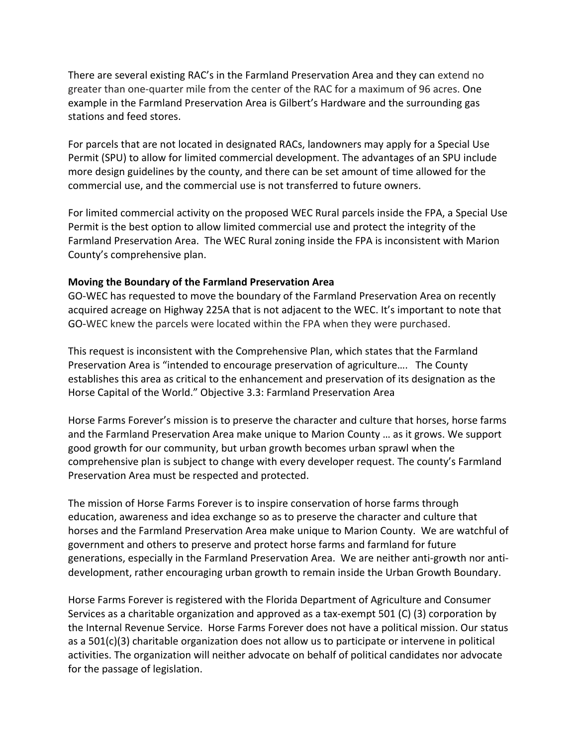There are several existing RAC's in the Farmland Preservation Area and they can extend no greater than one-quarter mile from the center of the RAC for a maximum of 96 acres. One example in the Farmland Preservation Area is Gilbert's Hardware and the surrounding gas stations and feed stores.

For parcels that are not located in designated RACs, landowners may apply for a Special Use Permit (SPU) to allow for limited commercial development. The advantages of an SPU include more design guidelines by the county, and there can be set amount of time allowed for the commercial use, and the commercial use is not transferred to future owners.

For limited commercial activity on the proposed WEC Rural parcels inside the FPA, a Special Use Permit is the best option to allow limited commercial use and protect the integrity of the Farmland Preservation Area. The WEC Rural zoning inside the FPA is inconsistent with Marion County's comprehensive plan.

**Moving the Boundary of the Farmland Preservation Area**

GO-WEC has requested to move the boundary of the Farmland Preservation Area on recently acquired acreage on Highway 225A that is not adjacent to the WEC. It's important to note that GO-WEC knew the parcels were located within the FPA when they were purchased.

This request is inconsistent with the Comprehensive Plan, which states that the Farmland Preservation Area is "intended to encourage preservation of agriculture…. The County establishes this area as critical to the enhancement and preservation of its designation as the Horse Capital of the World." Objective 3.3: Farmland Preservation Area

Horse Farms Forever's mission is to preserve the character and culture that horses, horse farms and the Farmland Preservation Area make unique to Marion County … as it grows. We support good growth for our community, but urban growth becomes urban sprawl when the comprehensive plan is subject to change with every developer request. The county's Farmland Preservation Area must be respected and protected.

The mission of Horse Farms Forever is to inspire conservation of horse farms through education, awareness and idea exchange so as to preserve the character and culture that horses and the Farmland Preservation Area make unique to Marion County. We are watchful of government and others to preserve and protect horse farms and farmland for future generations, especially in the Farmland Preservation Area. We are neither anti-growth nor anti-development, rather encouraging urban growth to remain inside the Urban Growth Boundary.

Horse Farms Forever is registered with the Florida Department of Agriculture and Consumer Services as a charitable organization and approved as a tax-exempt 501 (C) (3) corporation by the Internal Revenue Service. Horse Farms Forever does not have a political mission. Our status as a 501(c)(3) charitable organization does not allow us to participate or intervene in political activities. The organization will neither advocate on behalf of political candidates nor advocate for the passage of legislation.